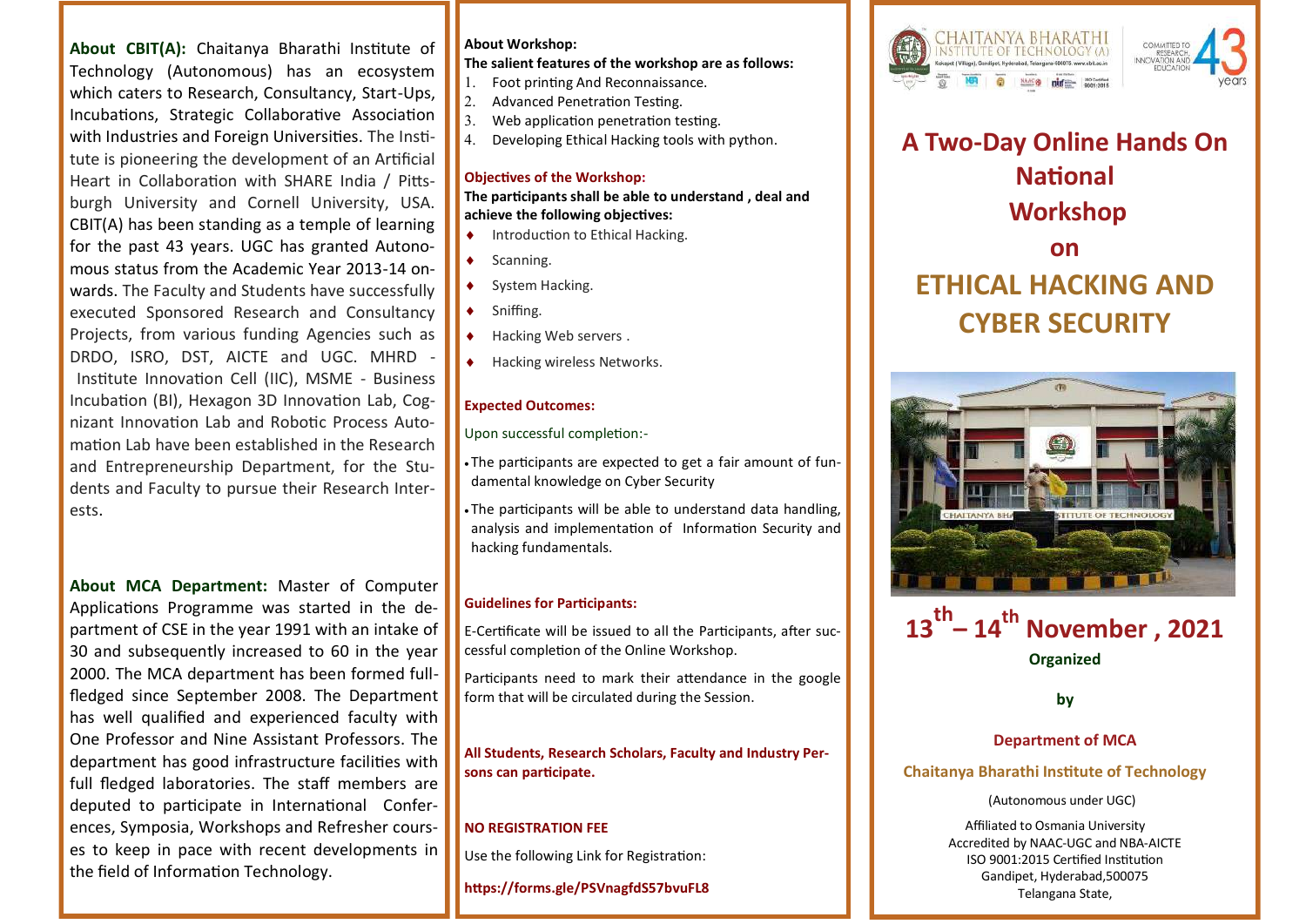**About CBIT(A):** Chaitanya Bharathi Institute of Technology (Autonomous) has an ecosystem which caters to Research, Consultancy, Start-Ups, Incubations, Strategic Collaborative Association with Industries and Foreign Universities. The Institute is pioneering the development of an Artificial Heart in Collaboration with SHARE India / Pittsburgh University and Cornell University, USA. CBIT(A) has been standing as a temple of learning for the past 43 years. UGC has granted Autonomous status from the Academic Year 2013-14 onwards. The Faculty and Students have successfully executed Sponsored Research and Consultancy Projects, from various funding Agencies such as DRDO, ISRO, DST, AICTE and UGC. MHRD - Institute Innovation Cell (IIC), MSME - Business Incubation (BI), Hexagon 3D Innovation Lab, Cognizant Innovation Lab and Robotic Process Automation Lab have been established in the Research and Entrepreneurship Department, for the Students and Faculty to pursue their Research Interests.

**About MCA Department:** Master of Computer Applications Programme was started in the department of CSE in the year 1991 with an intake of 30 and subsequently increased to 60 in the year 2000. The MCA department has been formed full-fledged since September 2008. The Department has well qualified and experienced faculty with One Professor and Nine Assistant Professors. The department has good infrastructure facilities with full fledged laboratories. The staff members are deputed to participate in International Conferences, Symposia, Workshops and Refresher courses to keep in pace with recent developments in the field of Information Technology.

**About Workshop:**

**The salient features of the workshop are as follows:**

1. Foot printing And Reconnaissance.
2. Advanced Penetration Testing.
3. Web application penetration testing.
4. Developing Ethical Hacking tools with python.

**Objectives of the Workshop:**

**The participants shall be able to understand , deal and achieve the following objectives:**

- Introduction to Ethical Hacking.
- Scanning.
- System Hacking.
- Sniffing.
- Hacking Web servers .
- Hacking wireless Networks.

**Expected Outcomes:**

Upon successful completion:-

- The participants are expected to get a fair amount of fundamental knowledge on Cyber Security
- The participants will be able to understand data handling, analysis and implementation of Information Security and hacking fundamentals.

**Guidelines for Participants:**

E-Certificate will be issued to all the Participants, after successful completion of the Online Workshop.

Participants need to mark their attendance in the google form that will be circulated during the Session.

**All Students, Research Scholars, Faculty and Industry Persons can participate.**

**NO REGISTRATION FEE**

Use the following Link for Registration:

**https://forms.gle/PSVnagfdS57bvuFL8**

CHAITANYA BHARATHI INSTITUTE OF TECHNOLOGY (A)

Kokapet (Village), Gandipet, Hyderabad, Telangana-500075. www.cbit.ac.in

COMMITTED TO RESEARCH, INNOVATION AND EDUCATION 43 years

# A Two-Day Online Hands On National Workshop on ETHICAL HACKING AND CYBER SECURITY

## 13th – 14th November , 2021

**Organized**

**by**

**Department of MCA**

**Chaitanya Bharathi Institute of Technology**

(Autonomous under UGC)

Affiliated to Osmania University
Accredited by NAAC-UGC and NBA-AICTE
ISO 9001:2015 Certified Institution
Gandipet, Hyderabad,500075
Telangana State,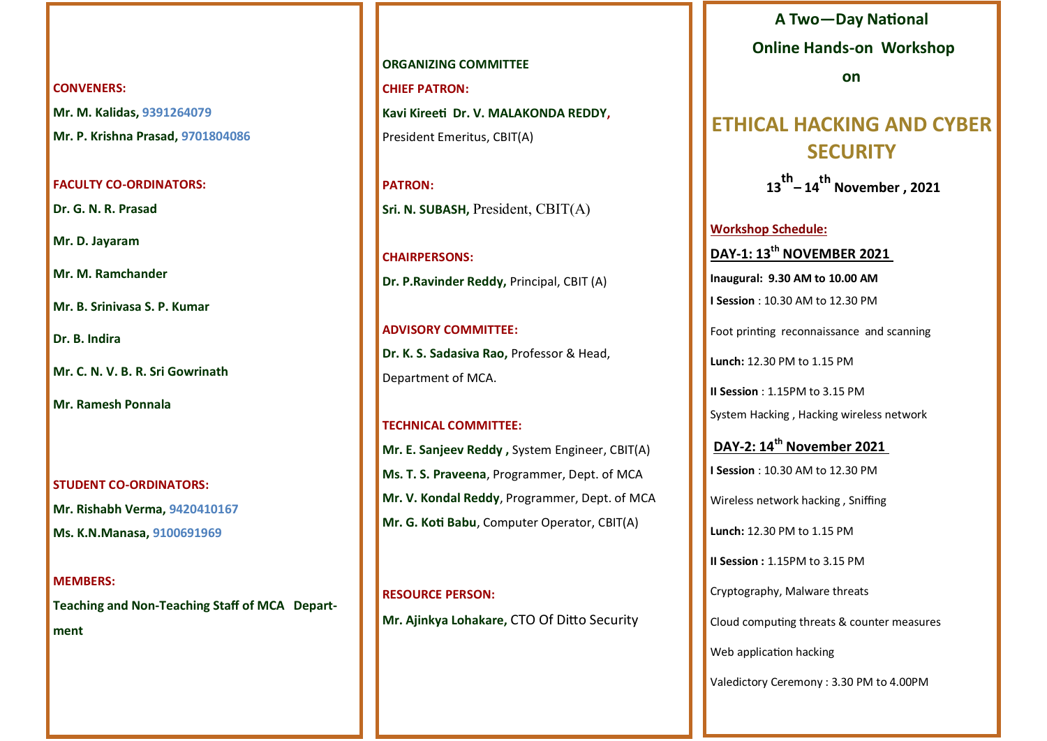**CONVENERS:**

**Mr. M. Kalidas,** 9391264079

**Mr. P. Krishna Prasad,** 9701804086

**FACULTY CO-ORDINATORS:**

**Dr. G. N. R. Prasad**

**Mr. D. Jayaram**

**Mr. M. Ramchander**

**Mr. B. Srinivasa S. P. Kumar**

**Dr. B. Indira**

**Mr. C. N. V. B. R. Sri Gowrinath**

**Mr. Ramesh Ponnala**

**STUDENT CO-ORDINATORS:**

**Mr. Rishabh Verma,** 9420410167

**Ms. K.N.Manasa,** 9100691969

**MEMBERS:**

**Teaching and Non-Teaching Staff of MCA Department**

**ORGANIZING COMMITTEE**

**CHIEF PATRON:**

**Kavi Kireeti Dr. V. MALAKONDA REDDY,**

President Emeritus, CBIT(A)

**PATRON:**

**Sri. N. SUBASH,** President, CBIT(A)

**CHAIRPERSONS:**

**Dr. P.Ravinder Reddy,** Principal, CBIT (A)

**ADVISORY COMMITTEE:**

**Dr. K. S. Sadasiva Rao,** Professor & Head, Department of MCA.

**TECHNICAL COMMITTEE:**

**Mr. E. Sanjeev Reddy ,** System Engineer, CBIT(A)

**Ms. T. S. Praveena**, Programmer, Dept. of MCA

**Mr. V. Kondal Reddy**, Programmer, Dept. of MCA

**Mr. G. Koti Babu**, Computer Operator, CBIT(A)

**RESOURCE PERSON:**

**Mr. Ajinkya Lohakare,** CTO Of Ditto Security

**A Two—Day National Online Hands-on Workshop on**

# ETHICAL HACKING AND CYBER SECURITY

**13th – 14th November , 2021**

**Workshop Schedule:**

**DAY-1: 13th NOVEMBER 2021**

**Inaugural: 9.30 AM to 10.00 AM**

**I Session** : 10.30 AM to 12.30 PM

Foot printing reconnaissance and scanning

**Lunch:** 12.30 PM to 1.15 PM

**II Session** : 1.15PM to 3.15 PM

System Hacking , Hacking wireless network

**DAY-2: 14th November 2021**

**I Session** : 10.30 AM to 12.30 PM

Wireless network hacking , Sniffing

**Lunch:** 12.30 PM to 1.15 PM

**II Session :** 1.15PM to 3.15 PM

Cryptography, Malware threats

Cloud computing threats & counter measures

Web application hacking

Valedictory Ceremony : 3.30 PM to 4.00PM